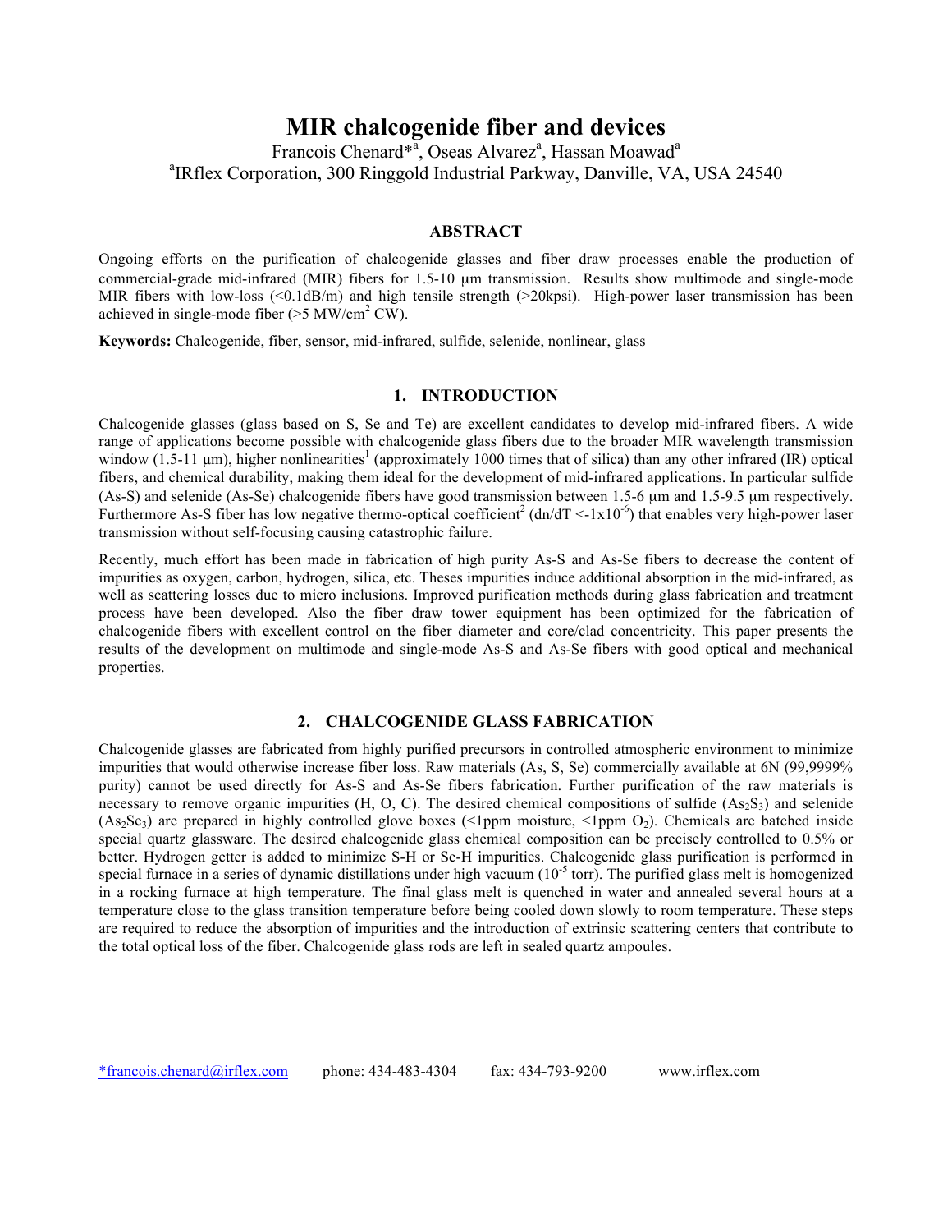# MIR chalcogenide fiber and devices

Francois Chenard*[a], Oseas Alvarez[a], Hassan Moawad[a]

[a]IRflex Corporation, 300 Ringgold Industrial Parkway, Danville, VA, USA 24540

## ABSTRACT

Ongoing efforts on the purification of chalcogenide glasses and fiber draw processes enable the production of commercial-grade mid-infrared (MIR) fibers for 1.5-10 μm transmission. Results show multimode and single-mode MIR fibers with low-loss (<0.1dB/m) and high tensile strength (>20kpsi). High-power laser transmission has been achieved in single-mode fiber (>5 MW/cm$^2$ CW).

**Keywords:** Chalcogenide, fiber, sensor, mid-infrared, sulfide, selenide, nonlinear, glass

## 1. INTRODUCTION

Chalcogenide glasses (glass based on S, Se and Te) are excellent candidates to develop mid-infrared fibers. A wide range of applications become possible with chalcogenide glass fibers due to the broader MIR wavelength transmission window (1.5-11 μm), higher nonlinearities[1] (approximately 1000 times that of silica) than any other infrared (IR) optical fibers, and chemical durability, making them ideal for the development of mid-infrared applications. In particular sulfide (As-S) and selenide (As-Se) chalcogenide fibers have good transmission between 1.5-6 μm and 1.5-9.5 μm respectively. Furthermore As-S fiber has low negative thermo-optical coefficient[2] ($dn/dT < -1\times10^{-6}$) that enables very high-power laser transmission without self-focusing causing catastrophic failure.

Recently, much effort has been made in fabrication of high purity As-S and As-Se fibers to decrease the content of impurities as oxygen, carbon, hydrogen, silica, etc. Theses impurities induce additional absorption in the mid-infrared, as well as scattering losses due to micro inclusions. Improved purification methods during glass fabrication and treatment process have been developed. Also the fiber draw tower equipment has been optimized for the fabrication of chalcogenide fibers with excellent control on the fiber diameter and core/clad concentricity. This paper presents the results of the development on multimode and single-mode As-S and As-Se fibers with good optical and mechanical properties.

## 2. CHALCOGENIDE GLASS FABRICATION

Chalcogenide glasses are fabricated from highly purified precursors in controlled atmospheric environment to minimize impurities that would otherwise increase fiber loss. Raw materials (As, S, Se) commercially available at 6N (99,9999% purity) cannot be used directly for As-S and As-Se fibers fabrication. Further purification of the raw materials is necessary to remove organic impurities (H, O, C). The desired chemical compositions of sulfide ($As_2S_3$) and selenide ($As_2Se_3$) are prepared in highly controlled glove boxes (<1ppm moisture, <1ppm $O_2$). Chemicals are batched inside special quartz glassware. The desired chalcogenide glass chemical composition can be precisely controlled to 0.5% or better. Hydrogen getter is added to minimize S-H or Se-H impurities. Chalcogenide glass purification is performed in special furnace in a series of dynamic distillations under high vacuum ($10^{-5}$ torr). The purified glass melt is homogenized in a rocking furnace at high temperature. The final glass melt is quenched in water and annealed several hours at a temperature close to the glass transition temperature before being cooled down slowly to room temperature. These steps are required to reduce the absorption of impurities and the introduction of extrinsic scattering centers that contribute to the total optical loss of the fiber. Chalcogenide glass rods are left in sealed quartz ampoules.

*francois.chenard@irflex.com phone: 434-483-4304 fax: 434-793-9200 www.irflex.com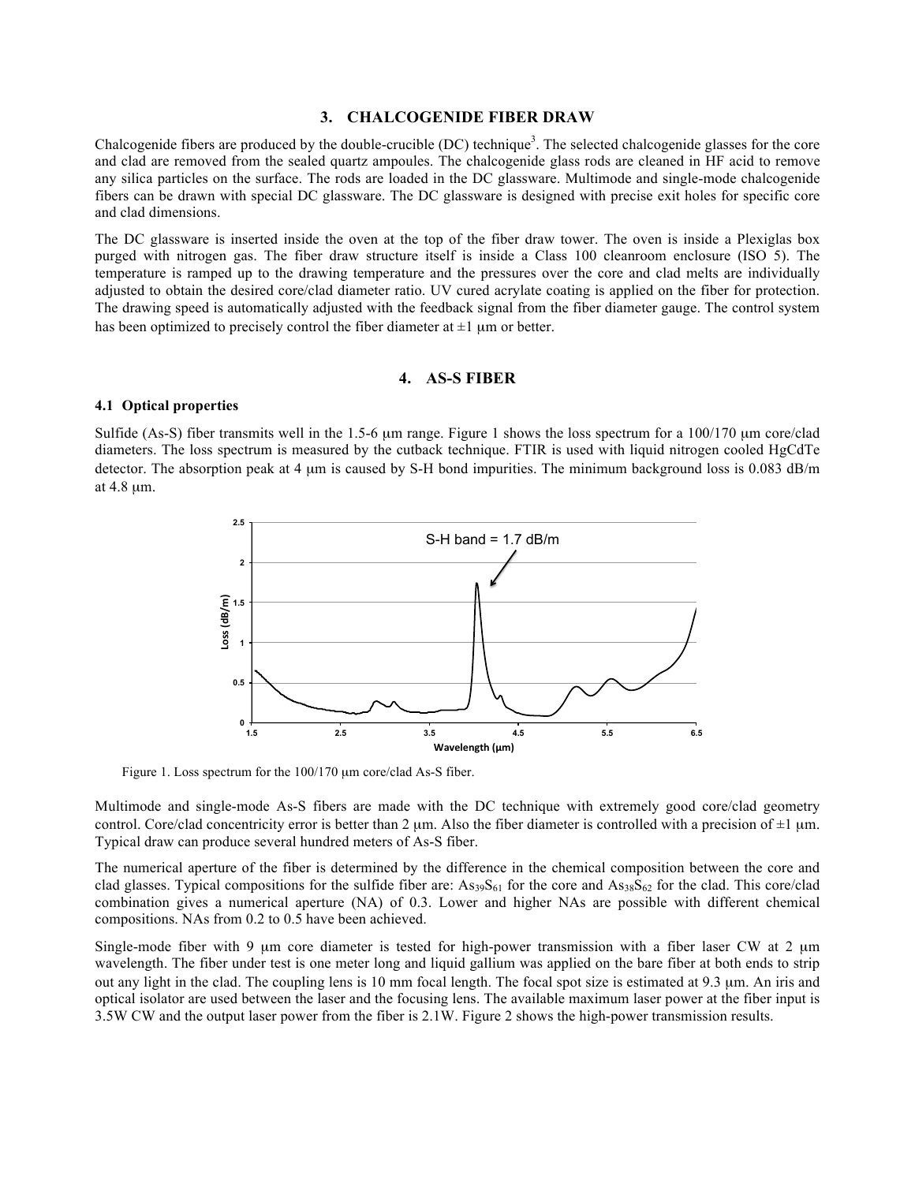## 3. CHALCOGENIDE FIBER DRAW

Chalcogenide fibers are produced by the double-crucible (DC) technique[3]. The selected chalcogenide glasses for the core and clad are removed from the sealed quartz ampoules. The chalcogenide glass rods are cleaned in HF acid to remove any silica particles on the surface. The rods are loaded in the DC glassware. Multimode and single-mode chalcogenide fibers can be drawn with special DC glassware. The DC glassware is designed with precise exit holes for specific core and clad dimensions.

The DC glassware is inserted inside the oven at the top of the fiber draw tower. The oven is inside a Plexiglas box purged with nitrogen gas. The fiber draw structure itself is inside a Class 100 cleanroom enclosure (ISO 5). The temperature is ramped up to the drawing temperature and the pressures over the core and clad melts are individually adjusted to obtain the desired core/clad diameter ratio. UV cured acrylate coating is applied on the fiber for protection. The drawing speed is automatically adjusted with the feedback signal from the fiber diameter gauge. The control system has been optimized to precisely control the fiber diameter at ±1 μm or better.

## 4. AS-S FIBER

### 4.1 Optical properties

Sulfide (As-S) fiber transmits well in the 1.5-6 μm range. Figure 1 shows the loss spectrum for a 100/170 μm core/clad diameters. The loss spectrum is measured by the cutback technique. FTIR is used with liquid nitrogen cooled HgCdTe detector. The absorption peak at 4 μm is caused by S-H bond impurities. The minimum background loss is 0.083 dB/m at 4.8 μm.

Figure 1. Loss spectrum for the 100/170 μm core/clad As-S fiber.

Multimode and single-mode As-S fibers are made with the DC technique with extremely good core/clad geometry control. Core/clad concentricity error is better than 2 μm. Also the fiber diameter is controlled with a precision of ±1 μm. Typical draw can produce several hundred meters of As-S fiber.

The numerical aperture of the fiber is determined by the difference in the chemical composition between the core and clad glasses. Typical compositions for the sulfide fiber are: $As_{39}S_{61}$ for the core and $As_{38}S_{62}$ for the clad. This core/clad combination gives a numerical aperture (NA) of 0.3. Lower and higher NAs are possible with different chemical compositions. NAs from 0.2 to 0.5 have been achieved.

Single-mode fiber with 9 μm core diameter is tested for high-power transmission with a fiber laser CW at 2 μm wavelength. The fiber under test is one meter long and liquid gallium was applied on the bare fiber at both ends to strip out any light in the clad. The coupling lens is 10 mm focal length. The focal spot size is estimated at 9.3 μm. An iris and optical isolator are used between the laser and the focusing lens. The available maximum laser power at the fiber input is 3.5W CW and the output laser power from the fiber is 2.1W. Figure 2 shows the high-power transmission results.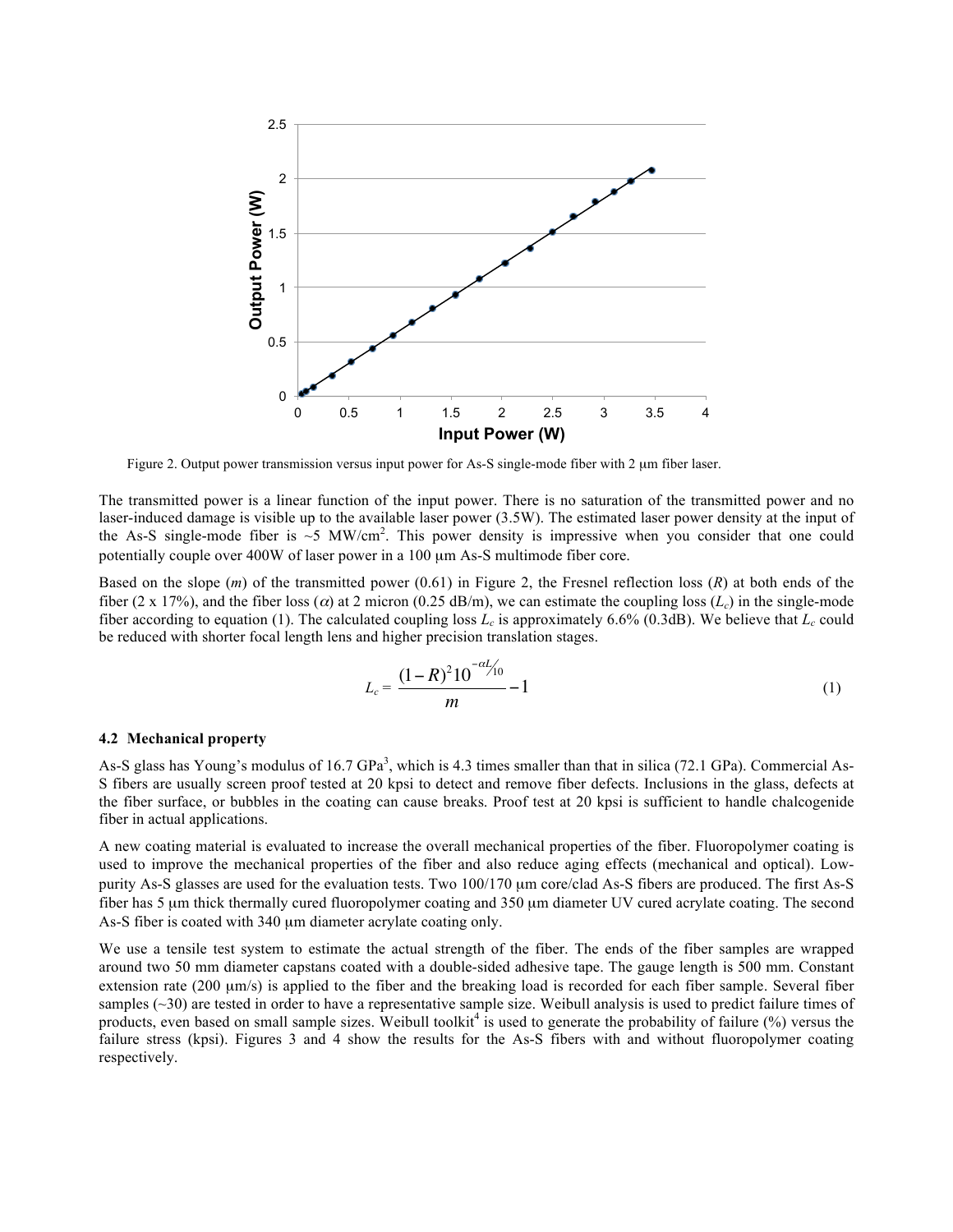Figure 2. Output power transmission versus input power for As-S single-mode fiber with 2 μm fiber laser.

The transmitted power is a linear function of the input power. There is no saturation of the transmitted power and no laser-induced damage is visible up to the available laser power (3.5W). The estimated laser power density at the input of the As-S single-mode fiber is ~5 MW/cm$^2$. This power density is impressive when you consider that one could potentially couple over 400W of laser power in a 100 μm As-S multimode fiber core.

Based on the slope ($m$) of the transmitted power (0.61) in Figure 2, the Fresnel reflection loss ($R$) at both ends of the fiber (2 x 17%), and the fiber loss ($\alpha$) at 2 micron (0.25 dB/m), we can estimate the coupling loss ($L_c$) in the single-mode fiber according to equation (1). The calculated coupling loss $L_c$ is approximately 6.6% (0.3dB). We believe that $L_c$ could be reduced with shorter focal length lens and higher precision translation stages.

$$L_c = \frac{(1-R)^2 10^{-\alpha L/10}}{m} - 1 \tag{1}$$

### 4.2 Mechanical property

As-S glass has Young's modulus of 16.7 GPa[3], which is 4.3 times smaller than that in silica (72.1 GPa). Commercial As-S fibers are usually screen proof tested at 20 kpsi to detect and remove fiber defects. Inclusions in the glass, defects at the fiber surface, or bubbles in the coating can cause breaks. Proof test at 20 kpsi is sufficient to handle chalcogenide fiber in actual applications.

A new coating material is evaluated to increase the overall mechanical properties of the fiber. Fluoropolymer coating is used to improve the mechanical properties of the fiber and also reduce aging effects (mechanical and optical). Low-purity As-S glasses are used for the evaluation tests. Two 100/170 μm core/clad As-S fibers are produced. The first As-S fiber has 5 μm thick thermally cured fluoropolymer coating and 350 μm diameter UV cured acrylate coating. The second As-S fiber is coated with 340 μm diameter acrylate coating only.

We use a tensile test system to estimate the actual strength of the fiber. The ends of the fiber samples are wrapped around two 50 mm diameter capstans coated with a double-sided adhesive tape. The gauge length is 500 mm. Constant extension rate (200 μm/s) is applied to the fiber and the breaking load is recorded for each fiber sample. Several fiber samples (~30) are tested in order to have a representative sample size. Weibull analysis is used to predict failure times of products, even based on small sample sizes. Weibull toolkit[4] is used to generate the probability of failure (%) versus the failure stress (kpsi). Figures 3 and 4 show the results for the As-S fibers with and without fluoropolymer coating respectively.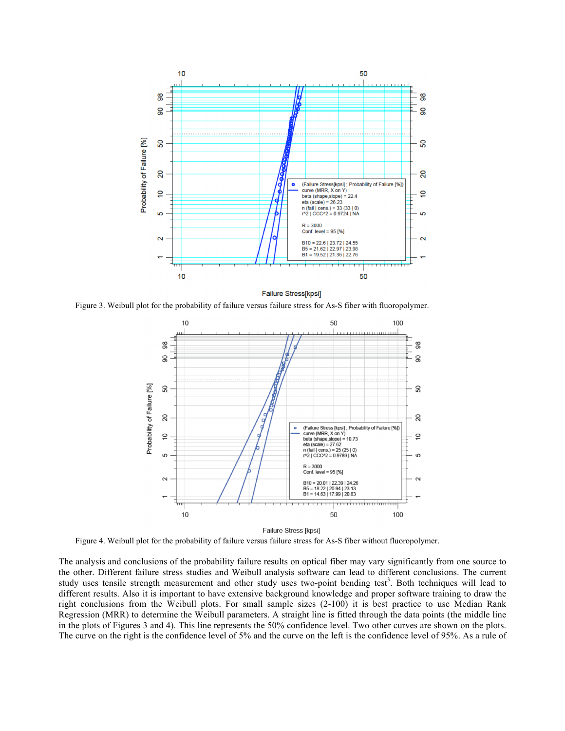Figure 3. Weibull plot for the probability of failure versus failure stress for As-S fiber with fluoropolymer.

Figure 4. Weibull plot for the probability of failure versus failure stress for As-S fiber without fluoropolymer.

The analysis and conclusions of the probability failure results on optical fiber may vary significantly from one source to the other. Different failure stress studies and Weibull analysis software can lead to different conclusions. The current study uses tensile strength measurement and other study uses two-point bending test[3]. Both techniques will lead to different results. Also it is important to have extensive background knowledge and proper software training to draw the right conclusions from the Weibull plots. For small sample sizes (2-100) it is best practice to use Median Rank Regression (MRR) to determine the Weibull parameters. A straight line is fitted through the data points (the middle line in the plots of Figures 3 and 4). This line represents the 50% confidence level. Two other curves are shown on the plots. The curve on the right is the confidence level of 5% and the curve on the left is the confidence level of 95%. As a rule of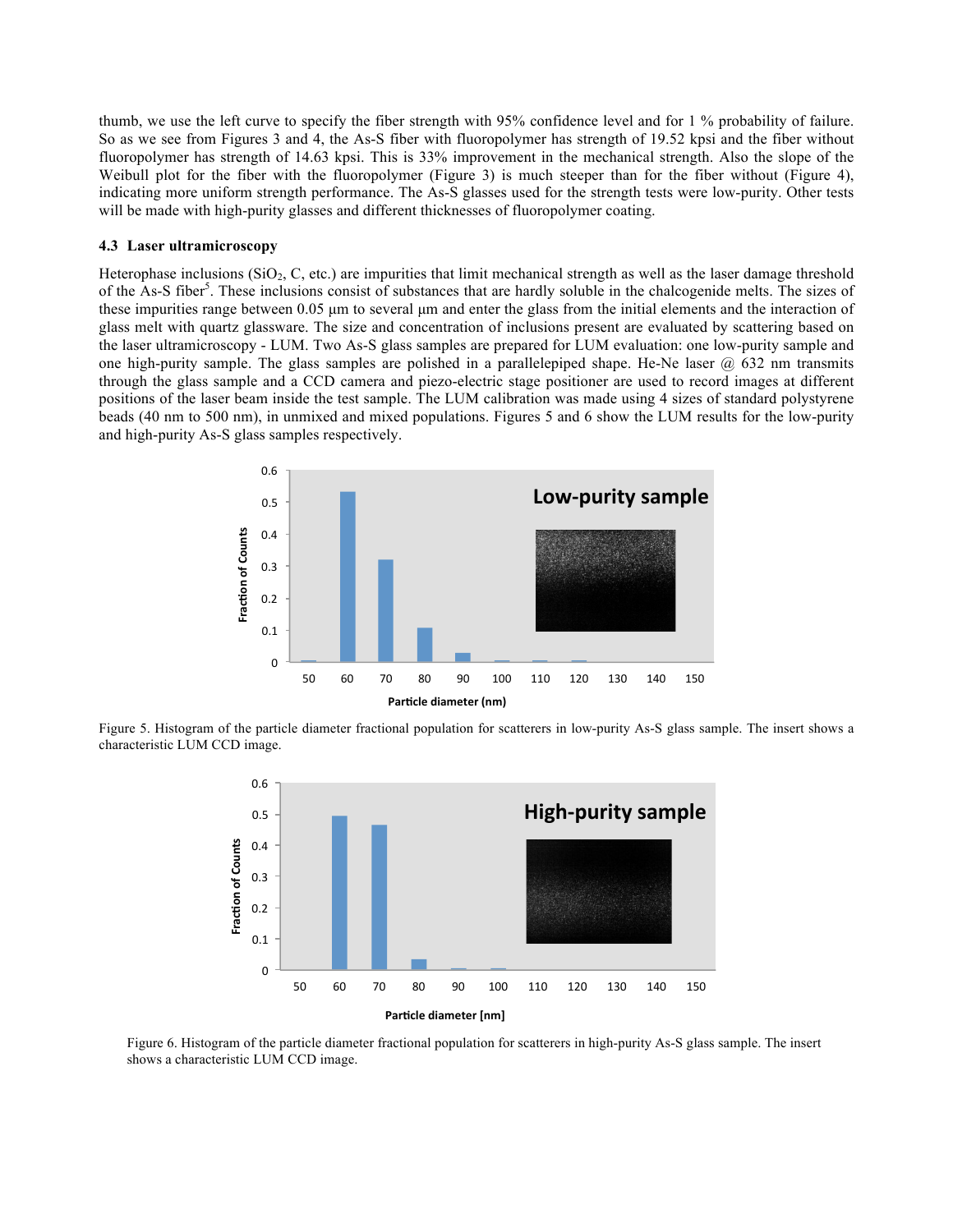thumb, we use the left curve to specify the fiber strength with 95% confidence level and for 1 % probability of failure. So as we see from Figures 3 and 4, the As-S fiber with fluoropolymer has strength of 19.52 kpsi and the fiber without fluoropolymer has strength of 14.63 kpsi. This is 33% improvement in the mechanical strength. Also the slope of the Weibull plot for the fiber with the fluoropolymer (Figure 3) is much steeper than for the fiber without (Figure 4), indicating more uniform strength performance. The As-S glasses used for the strength tests were low-purity. Other tests will be made with high-purity glasses and different thicknesses of fluoropolymer coating.

### 4.3 Laser ultramicroscopy

Heterophase inclusions ($SiO_2$, C, etc.) are impurities that limit mechanical strength as well as the laser damage threshold of the As-S fiber[5]. These inclusions consist of substances that are hardly soluble in the chalcogenide melts. The sizes of these impurities range between 0.05 µm to several µm and enter the glass from the initial elements and the interaction of glass melt with quartz glassware. The size and concentration of inclusions present are evaluated by scattering based on the laser ultramicroscopy - LUM. Two As-S glass samples are prepared for LUM evaluation: one low-purity sample and one high-purity sample. The glass samples are polished in a parallelepiped shape. He-Ne laser @ 632 nm transmits through the glass sample and a CCD camera and piezo-electric stage positioner are used to record images at different positions of the laser beam inside the test sample. The LUM calibration was made using 4 sizes of standard polystyrene beads (40 nm to 500 nm), in unmixed and mixed populations. Figures 5 and 6 show the LUM results for the low-purity and high-purity As-S glass samples respectively.

Figure 5. Histogram of the particle diameter fractional population for scatterers in low-purity As-S glass sample. The insert shows a characteristic LUM CCD image.

Figure 6. Histogram of the particle diameter fractional population for scatterers in high-purity As-S glass sample. The insert shows a characteristic LUM CCD image.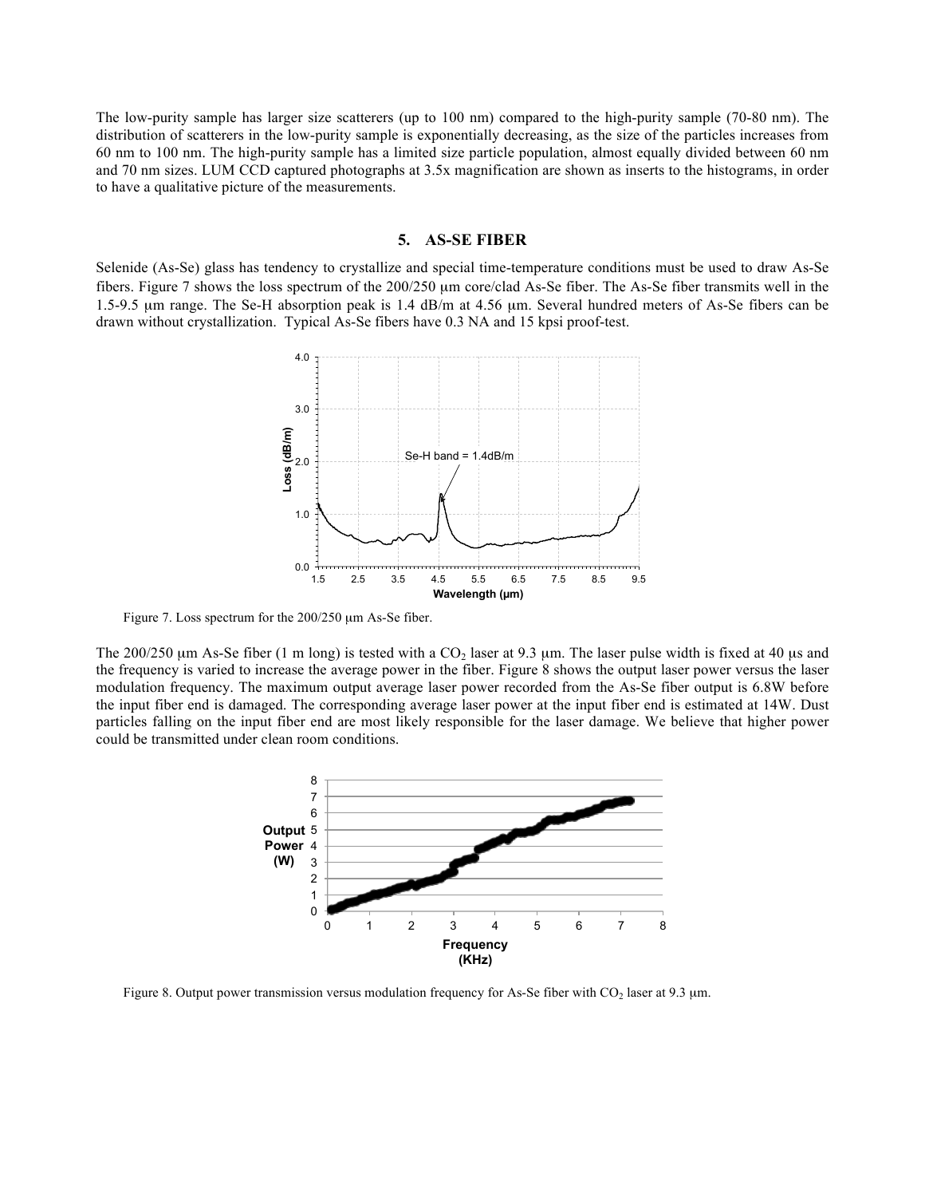The low-purity sample has larger size scatterers (up to 100 nm) compared to the high-purity sample (70-80 nm). The distribution of scatterers in the low-purity sample is exponentially decreasing, as the size of the particles increases from 60 nm to 100 nm. The high-purity sample has a limited size particle population, almost equally divided between 60 nm and 70 nm sizes. LUM CCD captured photographs at 3.5x magnification are shown as inserts to the histograms, in order to have a qualitative picture of the measurements.

## 5. AS-SE FIBER

Selenide (As-Se) glass has tendency to crystallize and special time-temperature conditions must be used to draw As-Se fibers. Figure 7 shows the loss spectrum of the 200/250 μm core/clad As-Se fiber. The As-Se fiber transmits well in the 1.5-9.5 μm range. The Se-H absorption peak is 1.4 dB/m at 4.56 μm. Several hundred meters of As-Se fibers can be drawn without crystallization. Typical As-Se fibers have 0.3 NA and 15 kpsi proof-test.

Figure 7. Loss spectrum for the 200/250 μm As-Se fiber.

The 200/250 μm As-Se fiber (1 m long) is tested with a $CO_2$ laser at 9.3 μm. The laser pulse width is fixed at 40 μs and the frequency is varied to increase the average power in the fiber. Figure 8 shows the output laser power versus the laser modulation frequency. The maximum output average laser power recorded from the As-Se fiber output is 6.8W before the input fiber end is damaged. The corresponding average laser power at the input fiber end is estimated at 14W. Dust particles falling on the input fiber end are most likely responsible for the laser damage. We believe that higher power could be transmitted under clean room conditions.

Figure 8. Output power transmission versus modulation frequency for As-Se fiber with $CO_2$ laser at 9.3 μm.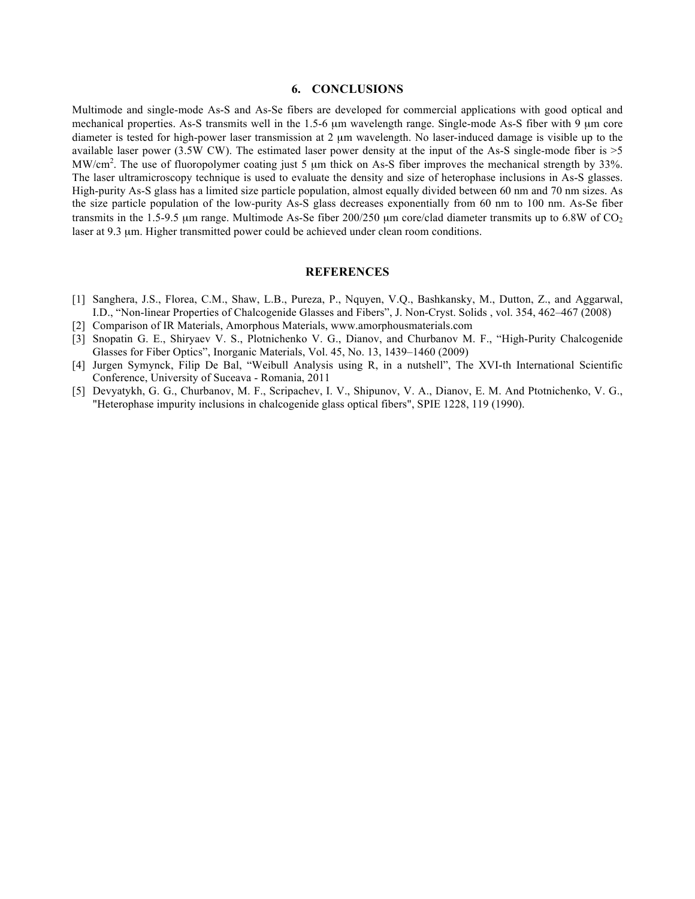## 6. CONCLUSIONS

Multimode and single-mode As-S and As-Se fibers are developed for commercial applications with good optical and mechanical properties. As-S transmits well in the 1.5-6 μm wavelength range. Single-mode As-S fiber with 9 μm core diameter is tested for high-power laser transmission at 2 μm wavelength. No laser-induced damage is visible up to the available laser power (3.5W CW). The estimated laser power density at the input of the As-S single-mode fiber is >5 $MW/cm^2$. The use of fluoropolymer coating just 5 μm thick on As-S fiber improves the mechanical strength by 33%. The laser ultramicroscopy technique is used to evaluate the density and size of heterophase inclusions in As-S glasses. High-purity As-S glass has a limited size particle population, almost equally divided between 60 nm and 70 nm sizes. As the size particle population of the low-purity As-S glass decreases exponentially from 60 nm to 100 nm. As-Se fiber transmits in the 1.5-9.5 μm range. Multimode As-Se fiber 200/250 μm core/clad diameter transmits up to 6.8W of $CO_2$ laser at 9.3 μm. Higher transmitted power could be achieved under clean room conditions.

## REFERENCES

[1] Sanghera, J.S., Florea, C.M., Shaw, L.B., Pureza, P., Nquyen, V.Q., Bashkansky, M., Dutton, Z., and Aggarwal, I.D., "Non-linear Properties of Chalcogenide Glasses and Fibers", J. Non-Cryst. Solids , vol. 354, 462–467 (2008)

[2] Comparison of IR Materials, Amorphous Materials, www.amorphousmaterials.com

[3] Snopatin G. E., Shiryaev V. S., Plotnichenko V. G., Dianov, and Churbanov M. F., "High-Purity Chalcogenide Glasses for Fiber Optics", Inorganic Materials, Vol. 45, No. 13, 1439–1460 (2009)

[4] Jurgen Symynck, Filip De Bal, "Weibull Analysis using R, in a nutshell", The XVI-th International Scientific Conference, University of Suceava - Romania, 2011

[5] Devyatykh, G. G., Churbanov, M. F., Scripachev, I. V., Shipunov, V. A., Dianov, E. M. And Ptotnichenko, V. G., "Heterophase impurity inclusions in chalcogenide glass optical fibers", SPIE 1228, 119 (1990).